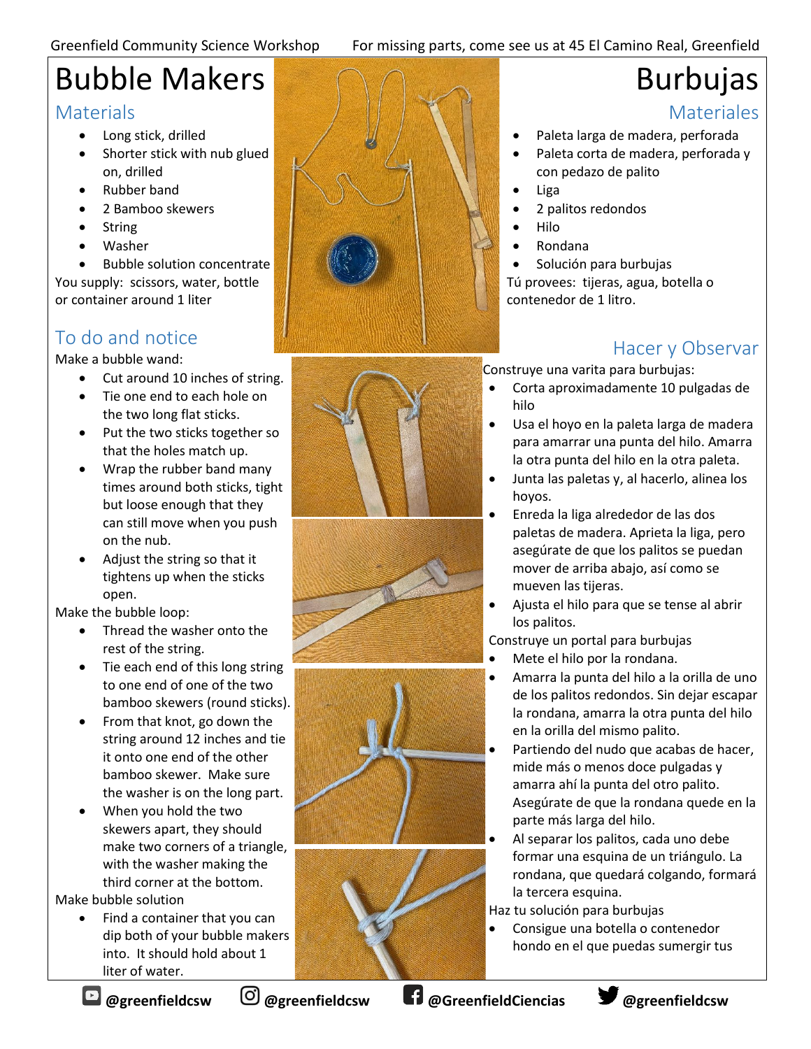Greenfield Community Science Workshop — For missing parts, come see us at 45 El Camino Real, Greenfield

# Bubble Makers

## Materials

- Long stick, drilled
- Shorter stick with nub glued on, drilled
- Rubber band
- 2 Bamboo skewers
- String
- Washer
- Bubble solution concentrate

You supply: scissors, water, bottle or container around 1 liter

## To do and notice

Make a bubble wand:

- Cut around 10 inches of string.
- Tie one end to each hole on the two long flat sticks.
- Put the two sticks together so that the holes match up.
- Wrap the rubber band many times around both sticks, tight but loose enough that they can still move when you push on the nub.
- Adjust the string so that it tightens up when the sticks open.

Make the bubble loop:

- Thread the washer onto the rest of the string.
- Tie each end of this long string to one end of one of the two bamboo skewers (round sticks).
- From that knot, go down the string around 12 inches and tie it onto one end of the other bamboo skewer. Make sure the washer is on the long part.
- When you hold the two skewers apart, they should make two corners of a triangle, with the washer making the third corner at the bottom.

Make bubble solution

- Find a container that you can dip both of your bubble makers into. It should hold about 1 liter of water.

# Burbujas

## Materiales

- Paleta larga de madera, perforada
- Paleta corta de madera, perforada y con pedazo de palito
- Liga
- 2 palitos redondos
- Hilo
- Rondana
- Solución para burbujas

Tú provees: tijeras, agua, botella o contenedor de 1 litro.

## Hacer y Observar

Construye una varita para burbujas:

- Corta aproximadamente 10 pulgadas de hilo
- Usa el hoyo en la paleta larga de madera para amarrar una punta del hilo. Amarra la otra punta del hilo en la otra paleta.
- Junta las paletas y, al hacerlo, alinea los hoyos.
- Enreda la liga alrededor de las dos paletas de madera. Aprieta la liga, pero asegúrate de que los palitos se puedan mover de arriba abajo, así como se mueven las tijeras.
- Ajusta el hilo para que se tense al abrir los palitos.

Construye un portal para burbujas

- Mete el hilo por la rondana.
- Amarra la punta del hilo a la orilla de uno de los palitos redondos. Sin dejar escapar la rondana, amarra la otra punta del hilo en la orilla del mismo palito.
- Partiendo del nudo que acabas de hacer, mide más o menos doce pulgadas y amarra ahí la punta del otro palito. Asegúrate de que la rondana quede en la parte más larga del hilo.
- Al separar los palitos, cada uno debe formar una esquina de un triángulo. La rondana, que quedará colgando, formará la tercera esquina.

Haz tu solución para burbujas

- Consigue una botella o contenedor hondo en el que puedas sumergir tus

@greenfieldcsw @greenfieldcsw @GreenfieldCiencias @greenfieldcsw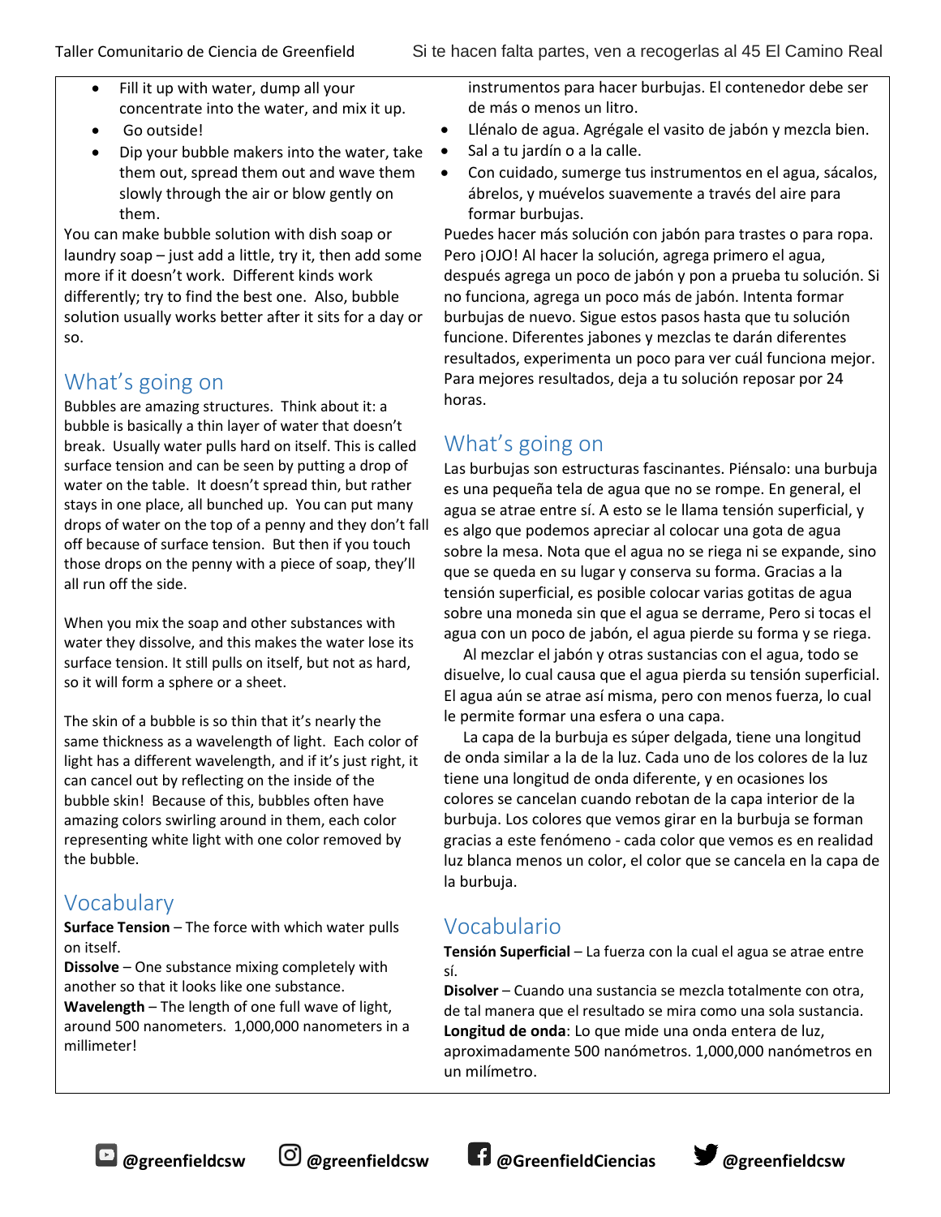- Fill it up with water, dump all your concentrate into the water, and mix it up.
- Go outside!
- Dip your bubble makers into the water, take them out, spread them out and wave them slowly through the air or blow gently on them.

You can make bubble solution with dish soap or laundry soap – just add a little, try it, then add some more if it doesn't work. Different kinds work differently; try to find the best one. Also, bubble solution usually works better after it sits for a day or so.

## What's going on

Bubbles are amazing structures. Think about it: a bubble is basically a thin layer of water that doesn't break. Usually water pulls hard on itself. This is called surface tension and can be seen by putting a drop of water on the table. It doesn't spread thin, but rather stays in one place, all bunched up. You can put many drops of water on the top of a penny and they don't fall off because of surface tension. But then if you touch those drops on the penny with a piece of soap, they'll all run off the side.

When you mix the soap and other substances with water they dissolve, and this makes the water lose its surface tension. It still pulls on itself, but not as hard, so it will form a sphere or a sheet.

The skin of a bubble is so thin that it's nearly the same thickness as a wavelength of light. Each color of light has a different wavelength, and if it's just right, it can cancel out by reflecting on the inside of the bubble skin! Because of this, bubbles often have amazing colors swirling around in them, each color representing white light with one color removed by the bubble.

## Vocabulary

**Surface Tension** – The force with which water pulls on itself.
**Dissolve** – One substance mixing completely with another so that it looks like one substance.
**Wavelength** – The length of one full wave of light, around 500 nanometers. 1,000,000 nanometers in a millimeter!

instrumentos para hacer burbujas. El contenedor debe ser de más o menos un litro.

- Llénalo de agua. Agrégale el vasito de jabón y mezcla bien.
- Sal a tu jardín o a la calle.
- Con cuidado, sumerge tus instrumentos en el agua, sácalos, ábrelos, y muévelos suavemente a través del aire para formar burbujas.

Puedes hacer más solución con jabón para trastes o para ropa. Pero ¡OJO! Al hacer la solución, agrega primero el agua, después agrega un poco de jabón y pon a prueba tu solución. Si no funciona, agrega un poco más de jabón. Intenta formar burbujas de nuevo. Sigue estos pasos hasta que tu solución funcione. Diferentes jabones y mezclas te darán diferentes resultados, experimenta un poco para ver cuál funciona mejor. Para mejores resultados, deja a tu solución reposar por 24 horas.

## What's going on

Las burbujas son estructuras fascinantes. Piénsalo: una burbuja es una pequeña tela de agua que no se rompe. En general, el agua se atrae entre sí. A esto se le llama tensión superficial, y es algo que podemos apreciar al colocar una gota de agua sobre la mesa. Nota que el agua no se riega ni se expande, sino que se queda en su lugar y conserva su forma. Gracias a la tensión superficial, es posible colocar varias gotitas de agua sobre una moneda sin que el agua se derrame, Pero si tocas el agua con un poco de jabón, el agua pierde su forma y se riega.

Al mezclar el jabón y otras sustancias con el agua, todo se disuelve, lo cual causa que el agua pierda su tensión superficial. El agua aún se atrae así misma, pero con menos fuerza, lo cual le permite formar una esfera o una capa.

La capa de la burbuja es súper delgada, tiene una longitud de onda similar a la de la luz. Cada uno de los colores de la luz tiene una longitud de onda diferente, y en ocasiones los colores se cancelan cuando rebotan de la capa interior de la burbuja. Los colores que vemos girar en la burbuja se forman gracias a este fenómeno - cada color que vemos es en realidad luz blanca menos un color, el color que se cancela en la capa de la burbuja.

## Vocabulario

**Tensión Superficial** – La fuerza con la cual el agua se atrae entre sí.
**Disolver** – Cuando una sustancia se mezcla totalmente con otra, de tal manera que el resultado se mira como una sola sustancia.
**Longitud de onda**: Lo que mide una onda entera de luz, aproximadamente 500 nanómetros. 1,000,000 nanómetros en un milímetro.

**@greenfieldcsw** **@greenfieldcsw** **@GreenfieldCiencias** **@greenfieldcsw**